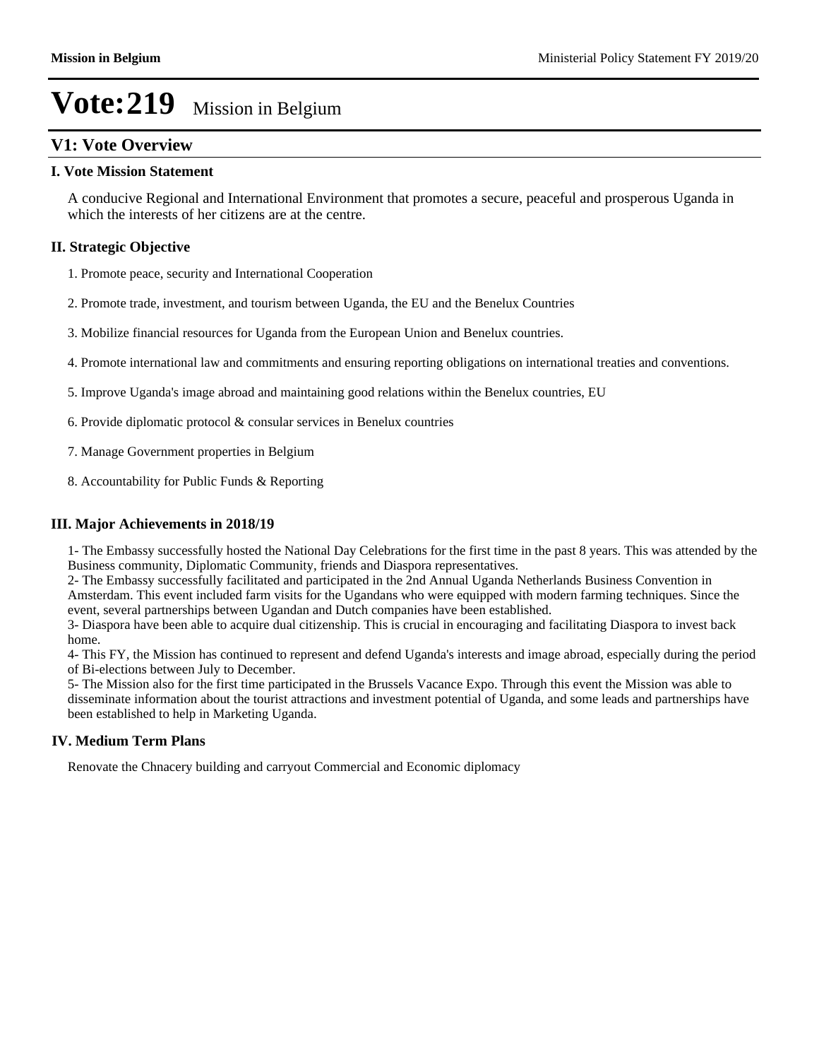# Vote:219 Mission in Belgium

## V1: Vote Overview

### I. Vote Mission Statement

A conducive Regional and International Environment that promotes a secure, peaceful and prosperous Uganda in which the interests of her citizens are at the centre.

### II. Strategic Objective

1. Promote peace, security and International Cooperation

2. Promote trade, investment, and tourism between Uganda, the EU and the Benelux Countries

3. Mobilize financial resources for Uganda from the European Union and Benelux countries.

4. Promote international law and commitments and ensuring reporting obligations on international treaties and conventions.

5. Improve Uganda's image abroad and maintaining good relations within the Benelux countries, EU

6. Provide diplomatic protocol & consular services in Benelux countries

7. Manage Government properties in Belgium

8. Accountability for Public Funds & Reporting

### III. Major Achievements in 2018/19

1- The Embassy successfully hosted the National Day Celebrations for the first time in the past 8 years. This was attended by the Business community, Diplomatic Community, friends and Diaspora representatives.
2- The Embassy successfully facilitated and participated in the 2nd Annual Uganda Netherlands Business Convention in Amsterdam. This event included farm visits for the Ugandans who were equipped with modern farming techniques. Since the event, several partnerships between Ugandan and Dutch companies have been established.
3- Diaspora have been able to acquire dual citizenship. This is crucial in encouraging and facilitating Diaspora to invest back home.
4- This FY, the Mission has continued to represent and defend Uganda's interests and image abroad, especially during the period of Bi-elections between July to December.
5- The Mission also for the first time participated in the Brussels Vacance Expo. Through this event the Mission was able to disseminate information about the tourist attractions and investment potential of Uganda, and some leads and partnerships have been established to help in Marketing Uganda.

### IV. Medium Term Plans

Renovate the Chnacery building and carryout Commercial and Economic diplomacy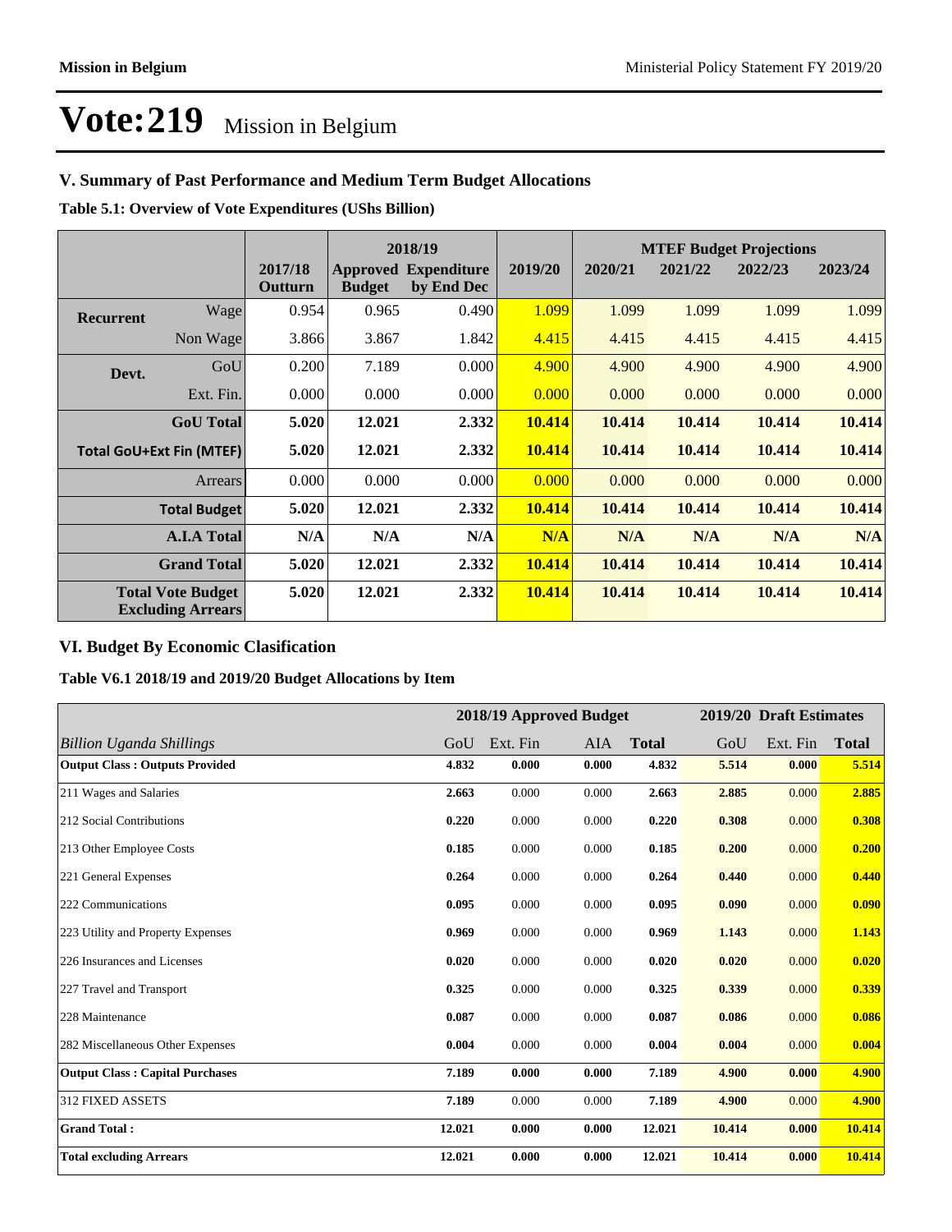# Vote:219 Mission in Belgium

## V. Summary of Past Performance and Medium Term Budget Allocations

**Table 5.1: Overview of Vote Expenditures (UShs Billion)**

| | | 2017/18 Outturn | 2018/19 Approved Budget | 2018/19 Expenditure by End Dec | 2019/20 | MTEF Budget Projections 2020/21 | 2021/22 | 2022/23 | 2023/24 |
|---|---|---|---|---|---|---|---|---|---|
| **Recurrent** | Wage | 0.954 | 0.965 | 0.490 | 1.099 | 1.099 | 1.099 | 1.099 | 1.099 |
| | Non Wage | 3.866 | 3.867 | 1.842 | 4.415 | 4.415 | 4.415 | 4.415 | 4.415 |
| **Devt.** | GoU | 0.200 | 7.189 | 0.000 | 4.900 | 4.900 | 4.900 | 4.900 | 4.900 |
| | Ext. Fin. | 0.000 | 0.000 | 0.000 | 0.000 | 0.000 | 0.000 | 0.000 | 0.000 |
| | **GoU Total** | **5.020** | **12.021** | **2.332** | **10.414** | **10.414** | **10.414** | **10.414** | **10.414** |
| **Total GoU+Ext Fin (MTEF)** | | **5.020** | **12.021** | **2.332** | **10.414** | **10.414** | **10.414** | **10.414** | **10.414** |
| | Arrears | 0.000 | 0.000 | 0.000 | 0.000 | 0.000 | 0.000 | 0.000 | 0.000 |
| | **Total Budget** | **5.020** | **12.021** | **2.332** | **10.414** | **10.414** | **10.414** | **10.414** | **10.414** |
| | **A.I.A Total** | **N/A** | **N/A** | **N/A** | **N/A** | **N/A** | **N/A** | **N/A** | **N/A** |
| | **Grand Total** | **5.020** | **12.021** | **2.332** | **10.414** | **10.414** | **10.414** | **10.414** | **10.414** |
| **Total Vote Budget Excluding Arrears** | | **5.020** | **12.021** | **2.332** | **10.414** | **10.414** | **10.414** | **10.414** | **10.414** |

## VI. Budget By Economic Clasification

**Table V6.1 2018/19 and 2019/20 Budget Allocations by Item**

| | 2018/19 Approved Budget | | | | 2019/20 Draft Estimates | | |
|---|---|---|---|---|---|---|---|
| *Billion Uganda Shillings* | GoU | Ext. Fin | AIA | **Total** | GoU | Ext. Fin | **Total** |
| **Output Class : Outputs Provided** | **4.832** | **0.000** | **0.000** | **4.832** | **5.514** | **0.000** | **5.514** |
| 211 Wages and Salaries | **2.663** | 0.000 | 0.000 | **2.663** | **2.885** | 0.000 | **2.885** |
| 212 Social Contributions | **0.220** | 0.000 | 0.000 | **0.220** | **0.308** | 0.000 | **0.308** |
| 213 Other Employee Costs | **0.185** | 0.000 | 0.000 | **0.185** | **0.200** | 0.000 | **0.200** |
| 221 General Expenses | **0.264** | 0.000 | 0.000 | **0.264** | **0.440** | 0.000 | **0.440** |
| 222 Communications | **0.095** | 0.000 | 0.000 | **0.095** | **0.090** | 0.000 | **0.090** |
| 223 Utility and Property Expenses | **0.969** | 0.000 | 0.000 | **0.969** | **1.143** | 0.000 | **1.143** |
| 226 Insurances and Licenses | **0.020** | 0.000 | 0.000 | **0.020** | **0.020** | 0.000 | **0.020** |
| 227 Travel and Transport | **0.325** | 0.000 | 0.000 | **0.325** | **0.339** | 0.000 | **0.339** |
| 228 Maintenance | **0.087** | 0.000 | 0.000 | **0.087** | **0.086** | 0.000 | **0.086** |
| 282 Miscellaneous Other Expenses | **0.004** | 0.000 | 0.000 | **0.004** | **0.004** | 0.000 | **0.004** |
| **Output Class : Capital Purchases** | **7.189** | **0.000** | **0.000** | **7.189** | **4.900** | **0.000** | **4.900** |
| 312 FIXED ASSETS | **7.189** | 0.000 | 0.000 | **7.189** | **4.900** | 0.000 | **4.900** |
| **Grand Total :** | **12.021** | **0.000** | **0.000** | **12.021** | **10.414** | **0.000** | **10.414** |
| **Total excluding Arrears** | **12.021** | **0.000** | **0.000** | **12.021** | **10.414** | **0.000** | **10.414** |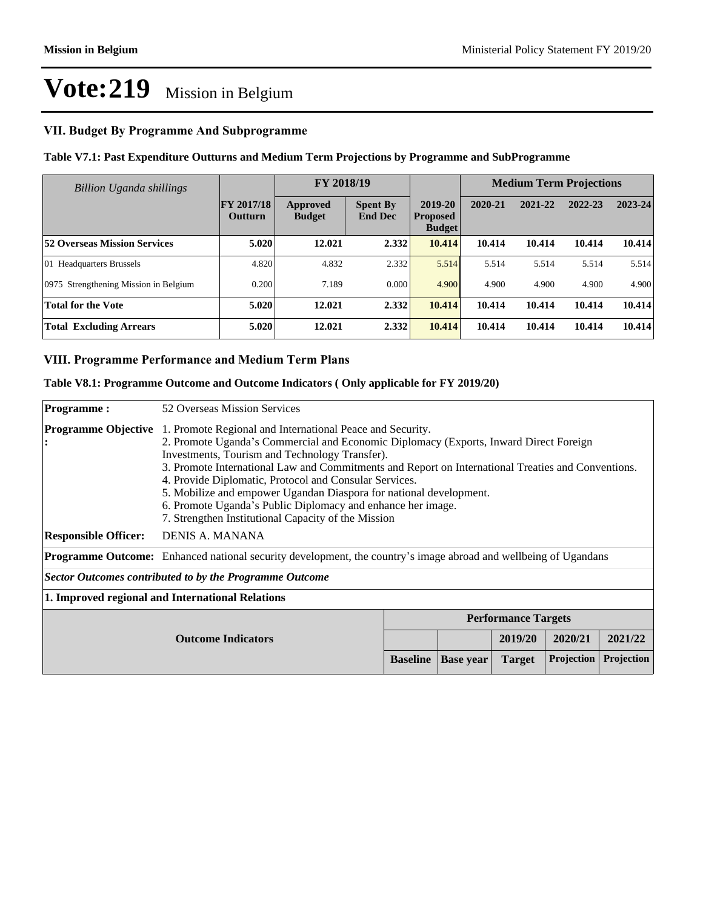# Vote:219 Mission in Belgium

## VII. Budget By Programme And Subprogramme

**Table V7.1: Past Expenditure Outturns and Medium Term Projections by Programme and SubProgramme**

| *Billion Uganda shillings* | FY 2017/18 Outturn | FY 2018/19 | | 2019-20 Proposed Budget | Medium Term Projections | | | |
|---|---|---|---|---|---|---|---|---|
| | | Approved Budget | Spent By End Dec | | 2020-21 | 2021-22 | 2022-23 | 2023-24 |
| **52 Overseas Mission Services** | **5.020** | **12.021** | **2.332** | **10.414** | **10.414** | **10.414** | **10.414** | **10.414** |
| 01 Headquarters Brussels | 4.820 | 4.832 | 2.332 | 5.514 | 5.514 | 5.514 | 5.514 | 5.514 |
| 0975 Strengthening Mission in Belgium | 0.200 | 7.189 | 0.000 | 4.900 | 4.900 | 4.900 | 4.900 | 4.900 |
| **Total for the Vote** | **5.020** | **12.021** | **2.332** | **10.414** | **10.414** | **10.414** | **10.414** | **10.414** |
| **Total Excluding Arrears** | **5.020** | **12.021** | **2.332** | **10.414** | **10.414** | **10.414** | **10.414** | **10.414** |

## VIII. Programme Performance and Medium Term Plans

**Table V8.1: Programme Outcome and Outcome Indicators ( Only applicable for FY 2019/20)**

**Programme :** 52 Overseas Mission Services

**Programme Objective :**
1. Promote Regional and International Peace and Security.
2. Promote Uganda's Commercial and Economic Diplomacy (Exports, Inward Direct Foreign Investments, Tourism and Technology Transfer).
3. Promote International Law and Commitments and Report on International Treaties and Conventions.
4. Provide Diplomatic, Protocol and Consular Services.
5. Mobilize and empower Ugandan Diaspora for national development.
6. Promote Uganda's Public Diplomacy and enhance her image.
7. Strengthen Institutional Capacity of the Mission

**Responsible Officer:** DENIS A. MANANA

**Programme Outcome:** Enhanced national security development, the country's image abroad and wellbeing of Ugandans

***Sector Outcomes contributed to by the Programme Outcome***

**1. Improved regional and International Relations**

| Outcome Indicators | Performance Targets | | | | |
|---|---|---|---|---|---|
| | | | 2019/20 | 2020/21 | 2021/22 |
| | Baseline | Base year | Target | Projection | Projection |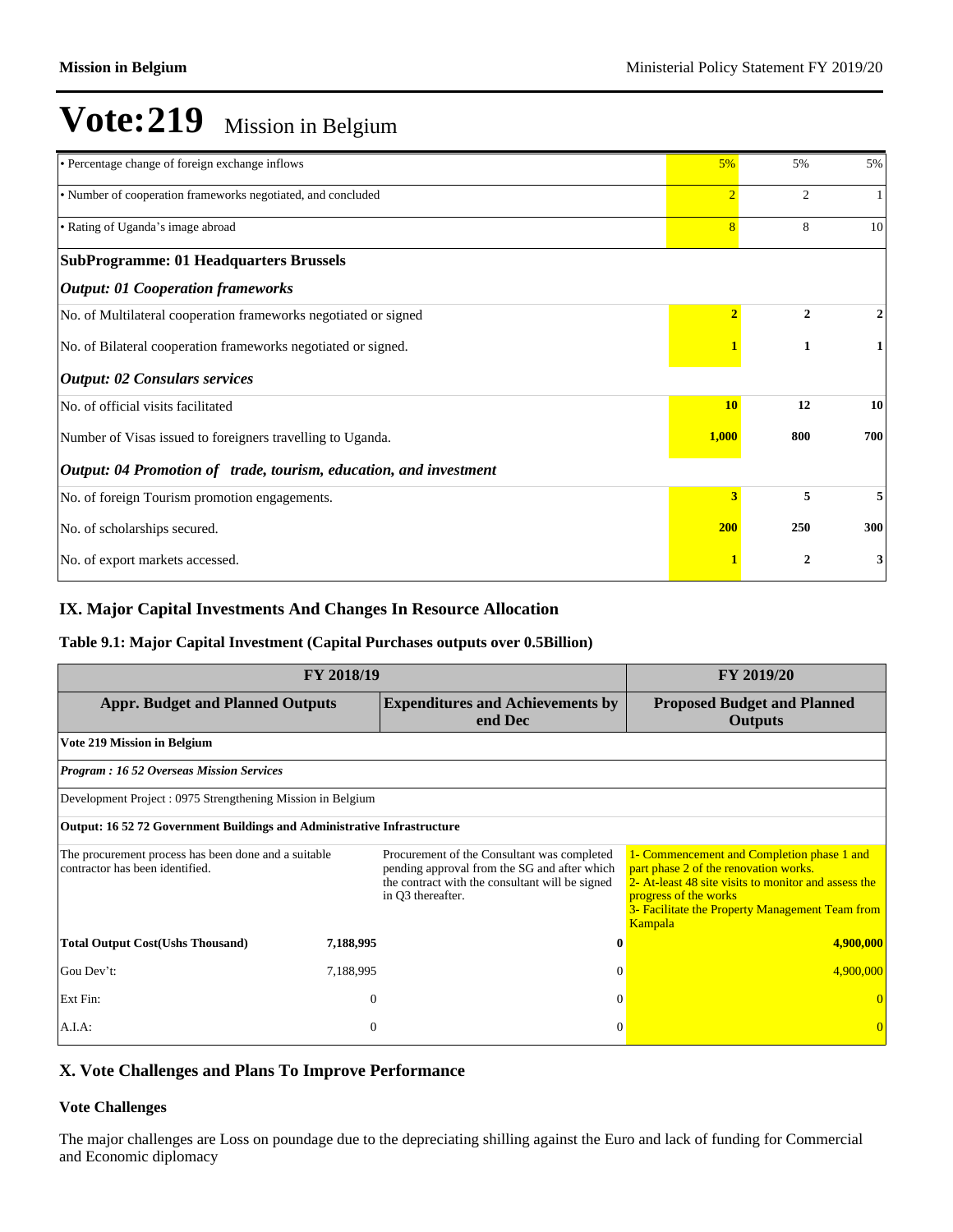# Vote:219 Mission in Belgium

| | | | |
|---|---|---|---|
| • Percentage change of foreign exchange inflows | 5% | 5% | 5% |
| • Number of cooperation frameworks negotiated, and concluded | 2 | 2 | 1 |
| • Rating of Uganda's image abroad | 8 | 8 | 10 |
| **SubProgramme: 01 Headquarters Brussels** | | | |
| ***Output: 01 Cooperation frameworks*** | | | |
| No. of Multilateral cooperation frameworks negotiated or signed | **2** | **2** | **2** |
| No. of Bilateral cooperation frameworks negotiated or signed. | **1** | **1** | **1** |
| ***Output: 02 Consulars services*** | | | |
| No. of official visits facilitated | **10** | **12** | **10** |
| Number of Visas issued to foreigners travelling to Uganda. | **1,000** | **800** | **700** |
| ***Output: 04 Promotion of trade, tourism, education, and investment*** | | | |
| No. of foreign Tourism promotion engagements. | **3** | **5** | **5** |
| No. of scholarships secured. | **200** | **250** | **300** |
| No. of export markets accessed. | **1** | **2** | **3** |

## IX. Major Capital Investments And Changes In Resource Allocation

### Table 9.1: Major Capital Investment (Capital Purchases outputs over 0.5Billion)

| FY 2018/19 | | | FY 2019/20 |
|---|---|---|---|
| **Appr. Budget and Planned Outputs** | | **Expenditures and Achievements by end Dec** | **Proposed Budget and Planned Outputs** |
| **Vote 219 Mission in Belgium** | | | |
| ***Program : 16 52 Overseas Mission Services*** | | | |
| Development Project : 0975 Strengthening Mission in Belgium | | | |
| **Output: 16 52 72 Government Buildings and Administrative Infrastructure** | | | |
| The procurement process has been done and a suitable contractor has been identified. | | Procurement of the Consultant was completed pending approval from the SG and after which the contract with the consultant will be signed in Q3 thereafter. | 1- Commencement and Completion phase 1 and part phase 2 of the renovation works.<br>2- At-least 48 site visits to monitor and assess the progress of the works<br>3- Facilitate the Property Management Team from Kampala |
| **Total Output Cost(Ushs Thousand)** | **7,188,995** | **0** | **4,900,000** |
| Gou Dev't: | 7,188,995 | 0 | 4,900,000 |
| Ext Fin: | 0 | 0 | 0 |
| A.I.A: | 0 | 0 | 0 |

## X. Vote Challenges and Plans To Improve Performance

### Vote Challenges

The major challenges are Loss on poundage due to the depreciating shilling against the Euro and lack of funding for Commercial and Economic diplomacy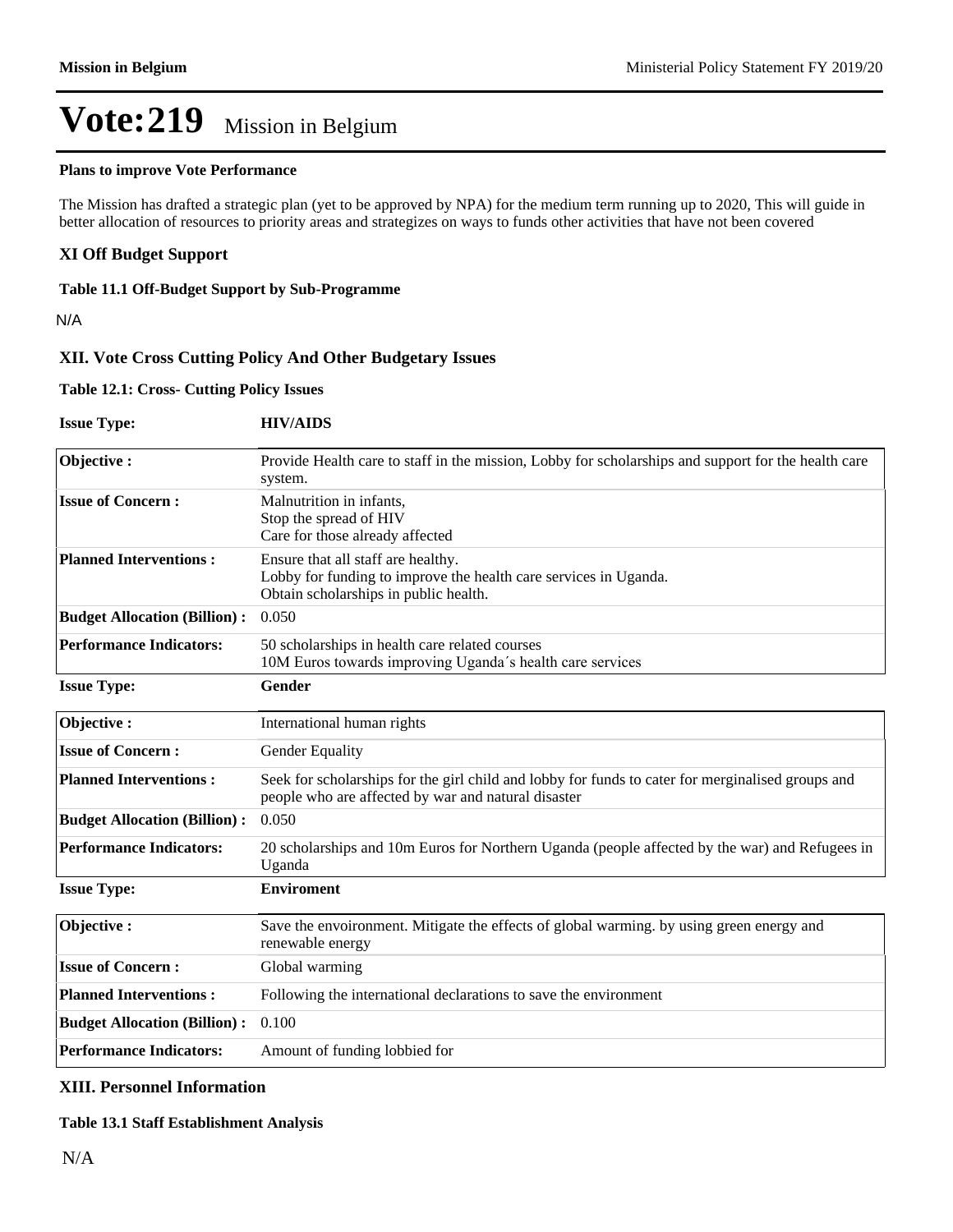# Vote:219 Mission in Belgium

**Plans to improve Vote Performance**

The Mission has drafted a strategic plan (yet to be approved by NPA) for the medium term running up to 2020, This will guide in better allocation of resources to priority areas and strategizes on ways to funds other activities that have not been covered

## XI Off Budget Support

**Table 11.1 Off-Budget Support by Sub-Programme**

N/A

## XII. Vote Cross Cutting Policy And Other Budgetary Issues

**Table 12.1: Cross- Cutting Policy Issues**

| **Issue Type:** | **HIV/AIDS** |
|---|---|
| **Objective :** | Provide Health care to staff in the mission, Lobby for scholarships and support for the health care system. |
| **Issue of Concern :** | Malnutrition in infants,<br>Stop the spread of HIV<br>Care for those already affected |
| **Planned Interventions :** | Ensure that all staff are healthy.<br>Lobby for funding to improve the health care services in Uganda.<br>Obtain scholarships in public health. |
| **Budget Allocation (Billion) :** | 0.050 |
| **Performance Indicators:** | 50 scholarships in health care related courses<br>10M Euros towards improving Uganda´s health care services |

| **Issue Type:** | **Gender** |
|---|---|
| **Objective :** | International human rights |
| **Issue of Concern :** | Gender Equality |
| **Planned Interventions :** | Seek for scholarships for the girl child and lobby for funds to cater for merginalised groups and people who are affected by war and natural disaster |
| **Budget Allocation (Billion) :** | 0.050 |
| **Performance Indicators:** | 20 scholarships and 10m Euros for Northern Uganda (people affected by the war) and Refugees in Uganda |

| **Issue Type:** | **Enviroment** |
|---|---|
| **Objective :** | Save the envoironment. Mitigate the effects of global warming. by using green energy and renewable energy |
| **Issue of Concern :** | Global warming |
| **Planned Interventions :** | Following the international declarations to save the environment |
| **Budget Allocation (Billion) :** | 0.100 |
| **Performance Indicators:** | Amount of funding lobbied for |

## XIII. Personnel Information

**Table 13.1 Staff Establishment Analysis**

N/A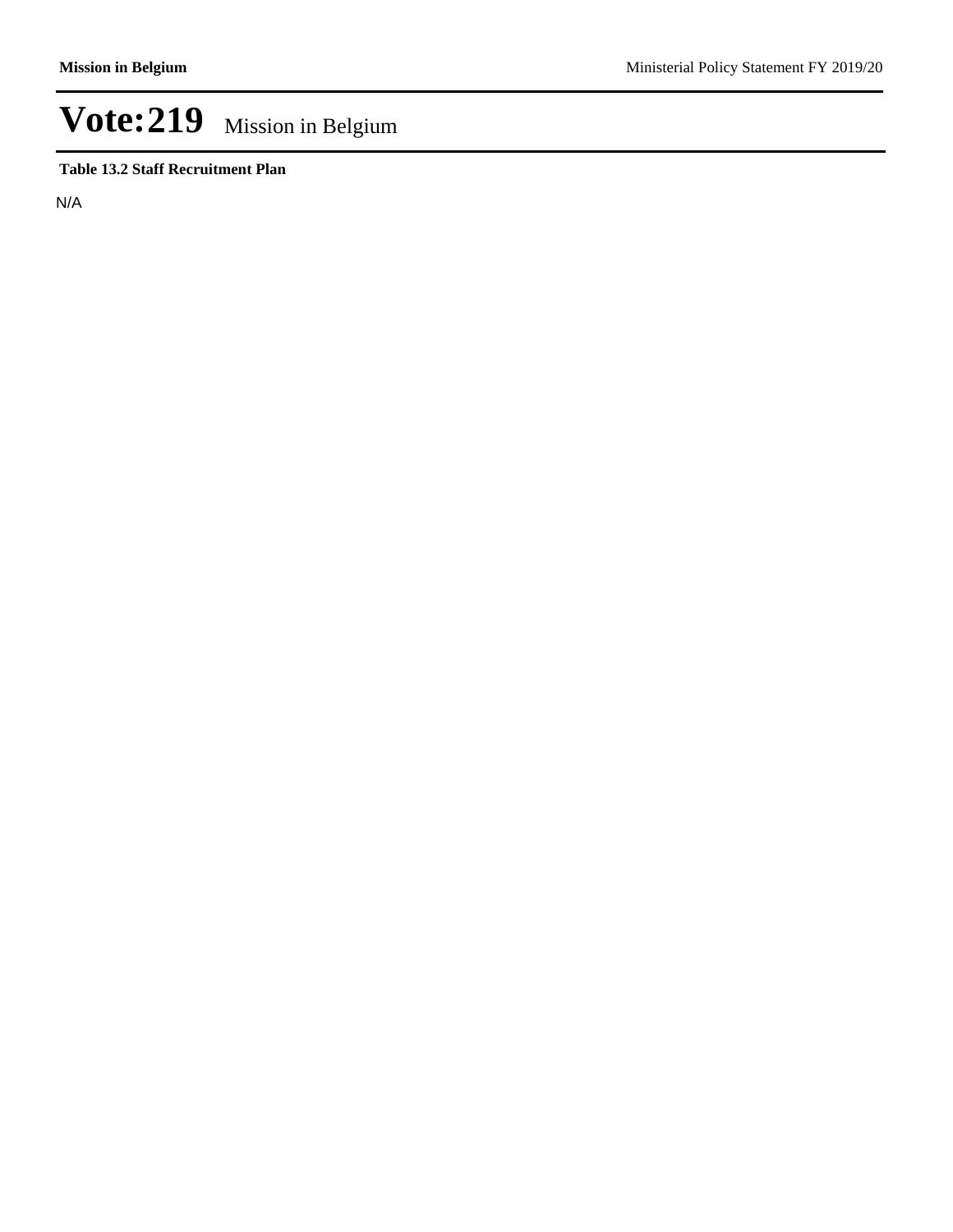# Vote:219 Mission in Belgium

**Table 13.2 Staff Recruitment Plan**

N/A